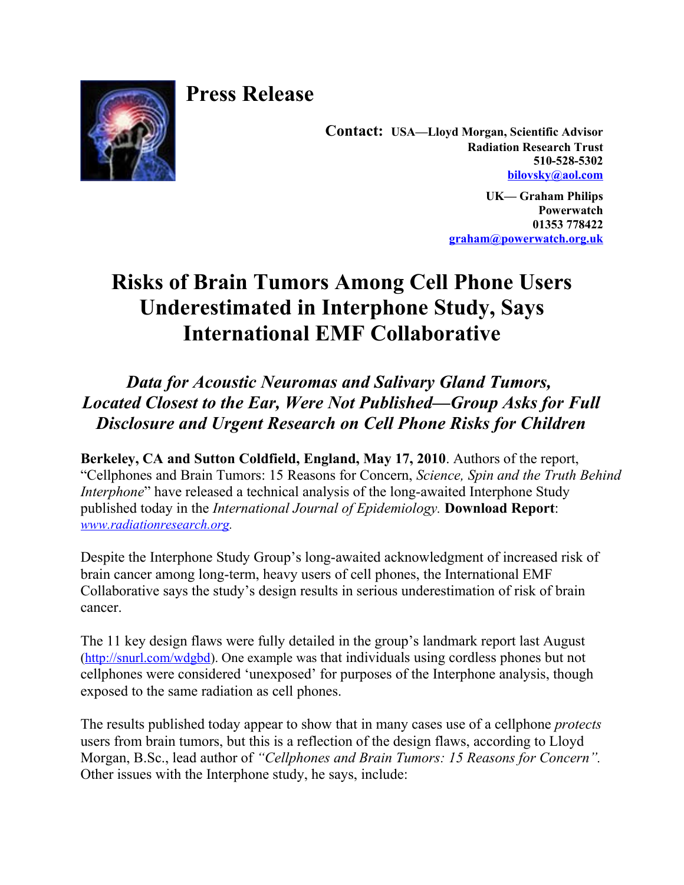# Press Release

**Contact:** **USA—Lloyd Morgan, Scientific Advisor**
**Radiation Research Trust**
**510-528-5302**
**bilovsky@aol.com**

**UK— Graham Philips**
**Powerwatch**
**01353 778422**
**graham@powerwatch.org.uk**

## Risks of Brain Tumors Among Cell Phone Users Underestimated in Interphone Study, Says International EMF Collaborative

### *Data for Acoustic Neuromas and Salivary Gland Tumors, Located Closest to the Ear, Were Not Published—Group Asks for Full Disclosure and Urgent Research on Cell Phone Risks for Children*

**Berkeley, CA and Sutton Coldfield, England, May 17, 2010**. Authors of the report, “Cellphones and Brain Tumors: 15 Reasons for Concern, *Science, Spin and the Truth Behind Interphone*” have released a technical analysis of the long-awaited Interphone Study published today in the *International Journal of Epidemiology.* **Download Report**: *www.radiationresearch.org.*

Despite the Interphone Study Group’s long-awaited acknowledgment of increased risk of brain cancer among long-term, heavy users of cell phones, the International EMF Collaborative says the study’s design results in serious underestimation of risk of brain cancer.

The 11 key design flaws were fully detailed in the group’s landmark report last August (http://snurl.com/wdgbd). One example was that individuals using cordless phones but not cellphones were considered ‘unexposed’ for purposes of the Interphone analysis, though exposed to the same radiation as cell phones.

The results published today appear to show that in many cases use of a cellphone *protects* users from brain tumors, but this is a reflection of the design flaws, according to Lloyd Morgan, B.Sc., lead author of *“Cellphones and Brain Tumors: 15 Reasons for Concern”.* Other issues with the Interphone study, he says, include: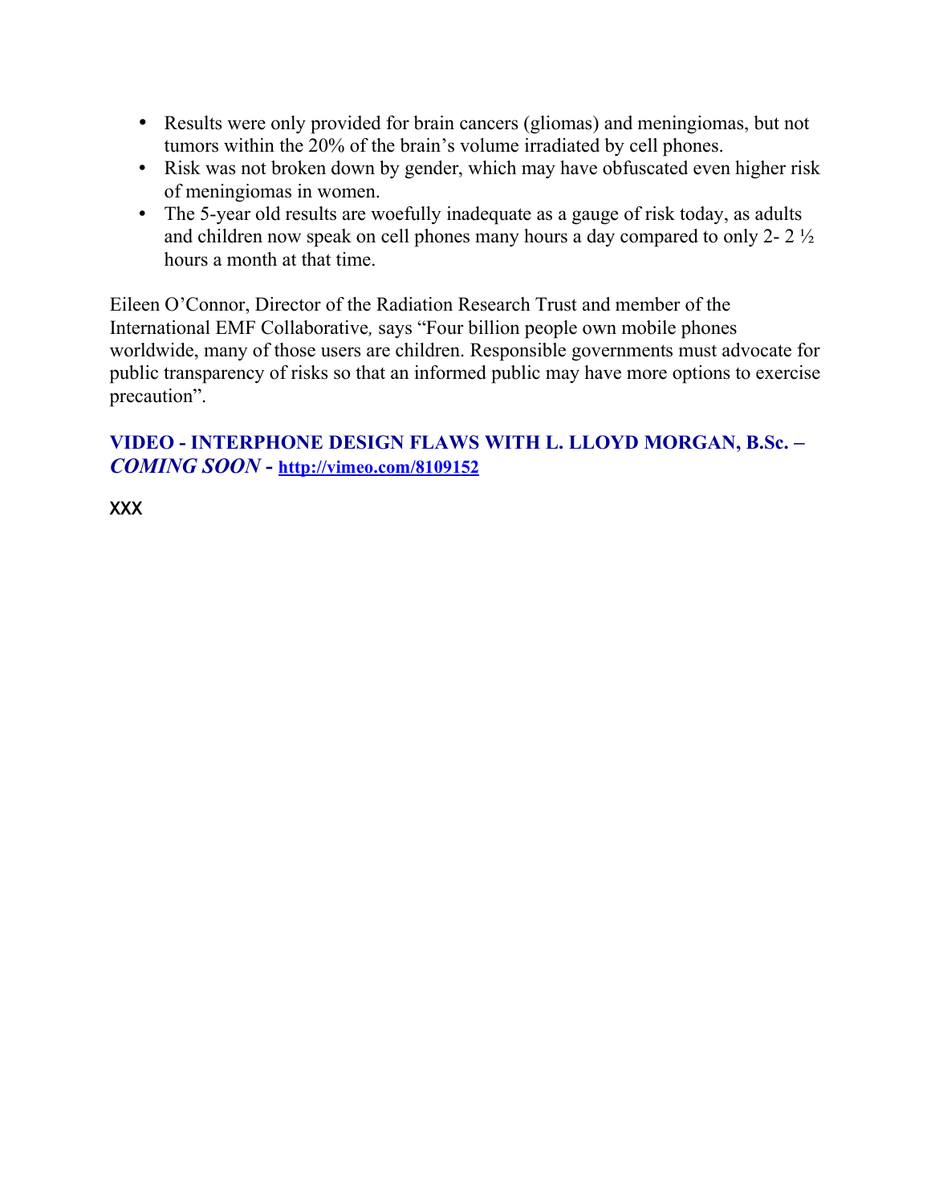- Results were only provided for brain cancers (gliomas) and meningiomas, but not tumors within the 20% of the brain's volume irradiated by cell phones.
- Risk was not broken down by gender, which may have obfuscated even higher risk of meningiomas in women.
- The 5-year old results are woefully inadequate as a gauge of risk today, as adults and children now speak on cell phones many hours a day compared to only 2- 2 ½ hours a month at that time.

Eileen O'Connor, Director of the Radiation Research Trust and member of the International EMF Collaborative*,* says "Four billion people own mobile phones worldwide, many of those users are children. Responsible governments must advocate for public transparency of risks so that an informed public may have more options to exercise precaution".

**VIDEO - INTERPHONE DESIGN FLAWS WITH L. LLOYD MORGAN, B.Sc. – *COMING SOON* - http://vimeo.com/8109152**

XXX